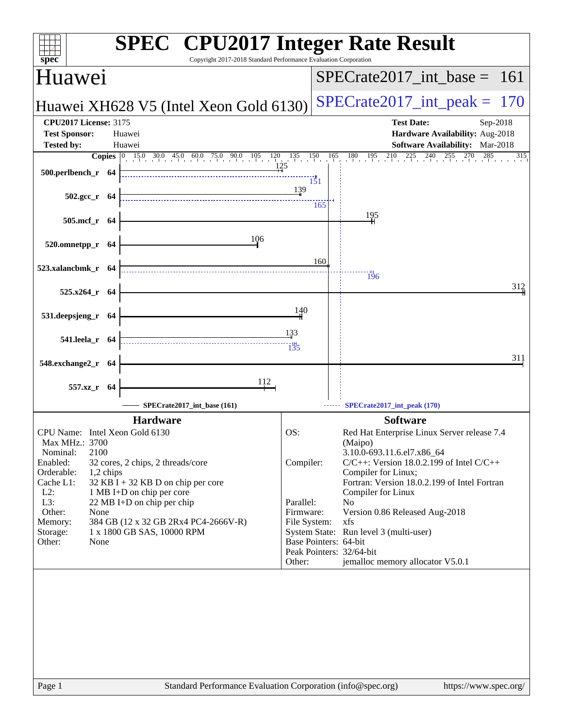# SPEC CPU2017 Integer Rate Result

Copyright 2017-2018 Standard Performance Evaluation Corporation

## Huawei

**Huawei XH628 V5 (Intel Xeon Gold 6130)**

SPECrate2017_int_base = 161

SPECrate2017_int_peak = 170

| | | | |
|---|---|---|---|
| **CPU2017 License:** | 3175 | **Test Date:** | Sep-2018 |
| **Test Sponsor:** | Huawei | **Hardware Availability:** | Aug-2018 |
| **Tested by:** | Huawei | **Software Availability:** | Mar-2018 |

| Benchmark | Copies | Base | Peak |
|---|---|---|---|
| 500.perlbench_r | 64 | 125 | 151 |
| 502.gcc_r | 64 | 139 | 165 |
| 505.mcf_r | 64 | 195 | |
| 520.omnetpp_r | 64 | 106 | |
| 523.xalancbmk_r | 64 | 160 | 196 |
| 525.x264_r | 64 | 312 | |
| 531.deepsjeng_r | 64 | 140 | |
| 541.leela_r | 64 | 133 | 135 |
| 548.exchange2_r | 64 | 311 | |
| 557.xz_r | 64 | 112 | |

SPECrate2017_int_base (161) — SPECrate2017_int_peak (170)

### Hardware

| | |
|---|---|
| CPU Name: | Intel Xeon Gold 6130 |
| Max MHz.: | 3700 |
| Nominal: | 2100 |
| Enabled: | 32 cores, 2 chips, 2 threads/core |
| Orderable: | 1,2 chips |
| Cache L1: | 32 KB I + 32 KB D on chip per core |
| L2: | 1 MB I+D on chip per core |
| L3: | 22 MB I+D on chip per chip |
| Other: | None |
| Memory: | 384 GB (12 x 32 GB 2Rx4 PC4-2666V-R) |
| Storage: | 1 x 1800 GB SAS, 10000 RPM |
| Other: | None |

### Software

| | |
|---|---|
| OS: | Red Hat Enterprise Linux Server release 7.4 (Maipo) 3.10.0-693.11.6.el7.x86_64 |
| Compiler: | C/C++: Version 18.0.2.199 of Intel C/C++ Compiler for Linux; Fortran: Version 18.0.2.199 of Intel Fortran Compiler for Linux |
| Parallel: | No |
| Firmware: | Version 0.86 Released Aug-2018 |
| File System: | xfs |
| System State: | Run level 3 (multi-user) |
| Base Pointers: | 64-bit |
| Peak Pointers: | 32/64-bit |
| Other: | jemalloc memory allocator V5.0.1 |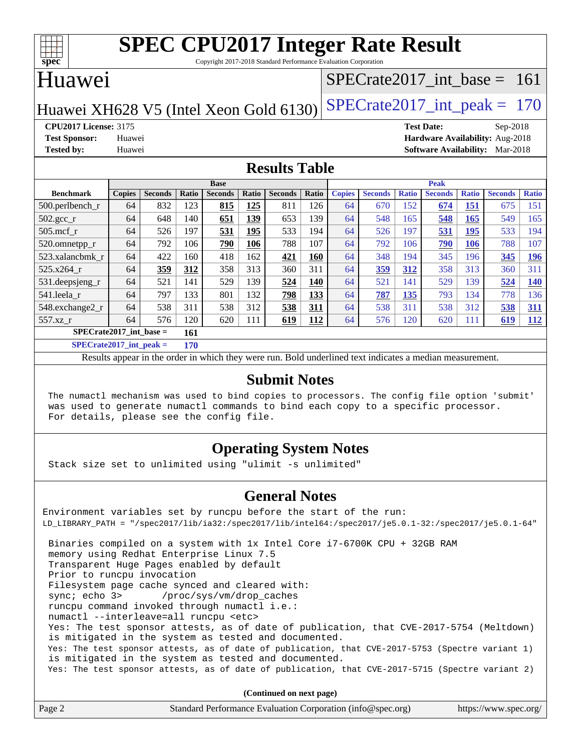# SPEC CPU2017 Integer Rate Result

Copyright 2017-2018 Standard Performance Evaluation Corporation

## Huawei

Huawei XH628 V5 (Intel Xeon Gold 6130)

SPECrate2017_int_base = 161

SPECrate2017_int_peak = 170

**CPU2017 License:** 3175
**Test Sponsor:** Huawei
**Tested by:** Huawei

**Test Date:** Sep-2018
**Hardware Availability:** Aug-2018
**Software Availability:** Mar-2018

## Results Table

| Benchmark | Base | | | | | | | Peak | | | | | | |
|---|---|---|---|---|---|---|---|---|---|---|---|---|---|---|
| | Copies | Seconds | Ratio | Seconds | Ratio | Seconds | Ratio | Copies | Seconds | Ratio | Seconds | Ratio | Seconds | Ratio |
| 500.perlbench_r | 64 | 832 | 123 | **815** | **125** | 811 | 126 | 64 | 670 | 152 | **674** | **151** | 675 | 151 |
| 502.gcc_r | 64 | 648 | 140 | **651** | **139** | 653 | 139 | 64 | 548 | 165 | **548** | **165** | 549 | 165 |
| 505.mcf_r | 64 | 526 | 197 | **531** | **195** | 533 | 194 | 64 | 526 | 197 | **531** | **195** | 533 | 194 |
| 520.omnetpp_r | 64 | 792 | 106 | **790** | **106** | 788 | 107 | 64 | 792 | 106 | **790** | **106** | 788 | 107 |
| 523.xalancbmk_r | 64 | 422 | 160 | 418 | 162 | **421** | **160** | 64 | 348 | 194 | 345 | 196 | **345** | **196** |
| 525.x264_r | 64 | **359** | **312** | 358 | 313 | 360 | 311 | 64 | **359** | **312** | 358 | 313 | 360 | 311 |
| 531.deepsjeng_r | 64 | 521 | 141 | 529 | 139 | **524** | **140** | 64 | 521 | 141 | 529 | 139 | **524** | **140** |
| 541.leela_r | 64 | 797 | 133 | 801 | 132 | **798** | **133** | 64 | **787** | **135** | 793 | 134 | 778 | 136 |
| 548.exchange2_r | 64 | 538 | 311 | 538 | 312 | **538** | **311** | 64 | 538 | 311 | 538 | 312 | **538** | **311** |
| 557.xz_r | 64 | 576 | 120 | 620 | 111 | **619** | **112** | 64 | 576 | 120 | 620 | 111 | **619** | **112** |

SPECrate2017_int_base = **161**

SPECrate2017_int_peak = **170**

Results appear in the order in which they were run. Bold underlined text indicates a median measurement.

## Submit Notes

```
The numactl mechanism was used to bind copies to processors. The config file option 'submit'
was used to generate numactl commands to bind each copy to a specific processor.
For details, please see the config file.
```

## Operating System Notes

```
Stack size set to unlimited using "ulimit -s unlimited"
```

## General Notes

```
Environment variables set by runcpu before the start of the run:
LD_LIBRARY_PATH = "/spec2017/lib/ia32:/spec2017/lib/intel64:/spec2017/je5.0.1-32:/spec2017/je5.0.1-64"

 Binaries compiled on a system with 1x Intel Core i7-6700K CPU + 32GB RAM
 memory using Redhat Enterprise Linux 7.5
 Transparent Huge Pages enabled by default
 Prior to runcpu invocation
 Filesystem page cache synced and cleared with:
 sync; echo 3>       /proc/sys/vm/drop_caches
 runcpu command invoked through numactl i.e.:
 numactl --interleave=all runcpu <etc>
 Yes: The test sponsor attests, as of date of publication, that CVE-2017-5754 (Meltdown)
 is mitigated in the system as tested and documented.
 Yes: The test sponsor attests, as of date of publication, that CVE-2017-5753 (Spectre variant 1)
 is mitigated in the system as tested and documented.
 Yes: The test sponsor attests, as of date of publication, that CVE-2017-5715 (Spectre variant 2)
```

**(Continued on next page)**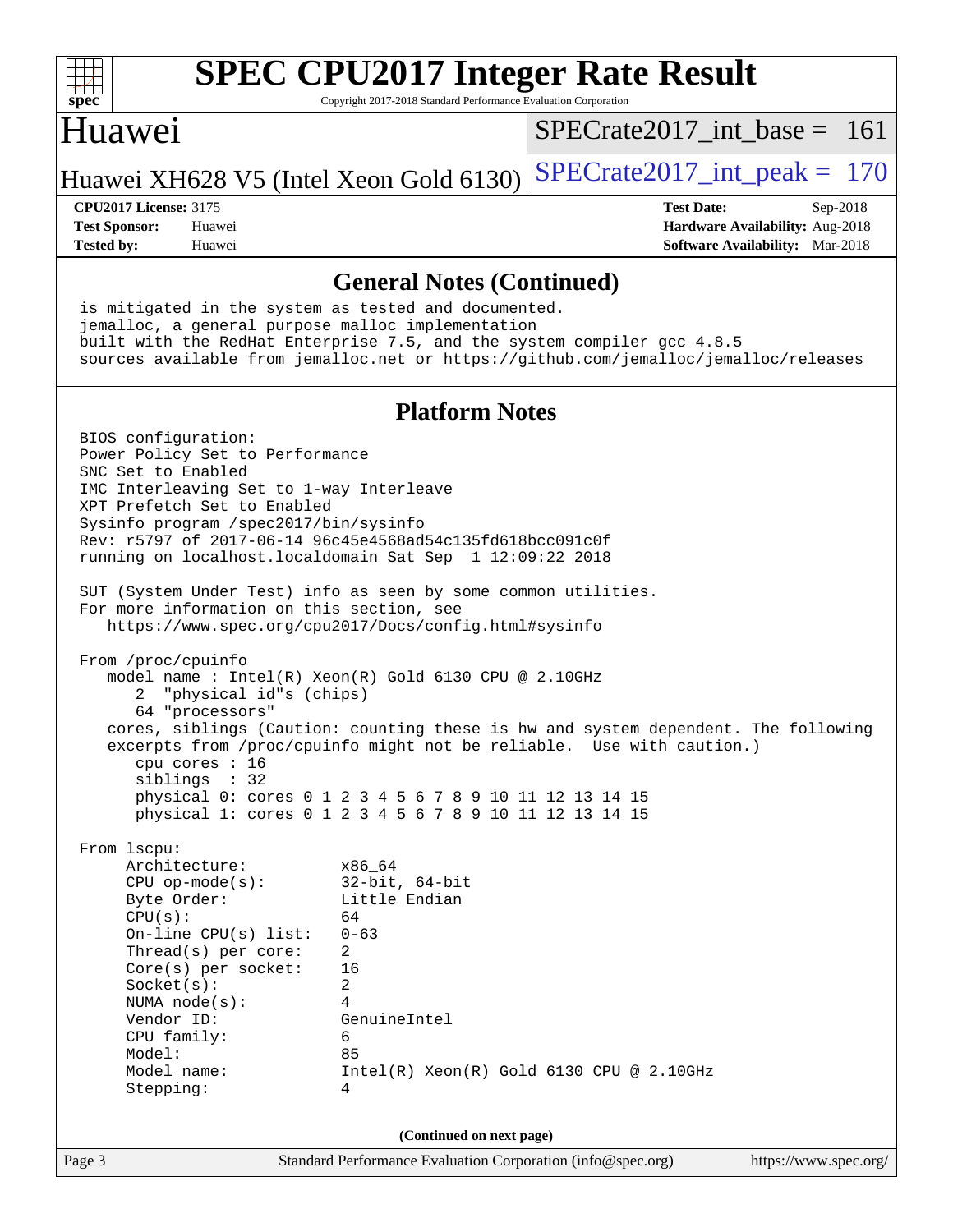## General Notes (Continued)

```
is mitigated in the system as tested and documented.
jemalloc, a general purpose malloc implementation
built with the RedHat Enterprise 7.5, and the system compiler gcc 4.8.5
sources available from jemalloc.net or https://github.com/jemalloc/jemalloc/releases
```

## Platform Notes

```
BIOS configuration:
Power Policy Set to Performance
SNC Set to Enabled
IMC Interleaving Set to 1-way Interleave
XPT Prefetch Set to Enabled
Sysinfo program /spec2017/bin/sysinfo
Rev: r5797 of 2017-06-14 96c45e4568ad54c135fd618bcc091c0f
running on localhost.localdomain Sat Sep  1 12:09:22 2018

SUT (System Under Test) info as seen by some common utilities.
For more information on this section, see
   https://www.spec.org/cpu2017/Docs/config.html#sysinfo

From /proc/cpuinfo
   model name : Intel(R) Xeon(R) Gold 6130 CPU @ 2.10GHz
      2  "physical id"s (chips)
      64 "processors"
   cores, siblings (Caution: counting these is hw and system dependent. The following
   excerpts from /proc/cpuinfo might not be reliable.  Use with caution.)
      cpu cores : 16
      siblings  : 32
      physical 0: cores 0 1 2 3 4 5 6 7 8 9 10 11 12 13 14 15
      physical 1: cores 0 1 2 3 4 5 6 7 8 9 10 11 12 13 14 15

From lscpu:
     Architecture:          x86_64
     CPU op-mode(s):        32-bit, 64-bit
     Byte Order:            Little Endian
     CPU(s):                64
     On-line CPU(s) list:   0-63
     Thread(s) per core:    2
     Core(s) per socket:    16
     Socket(s):             2
     NUMA node(s):          4
     Vendor ID:             GenuineIntel
     CPU family:            6
     Model:                 85
     Model name:            Intel(R) Xeon(R) Gold 6130 CPU @ 2.10GHz
     Stepping:              4
```

(Continued on next page)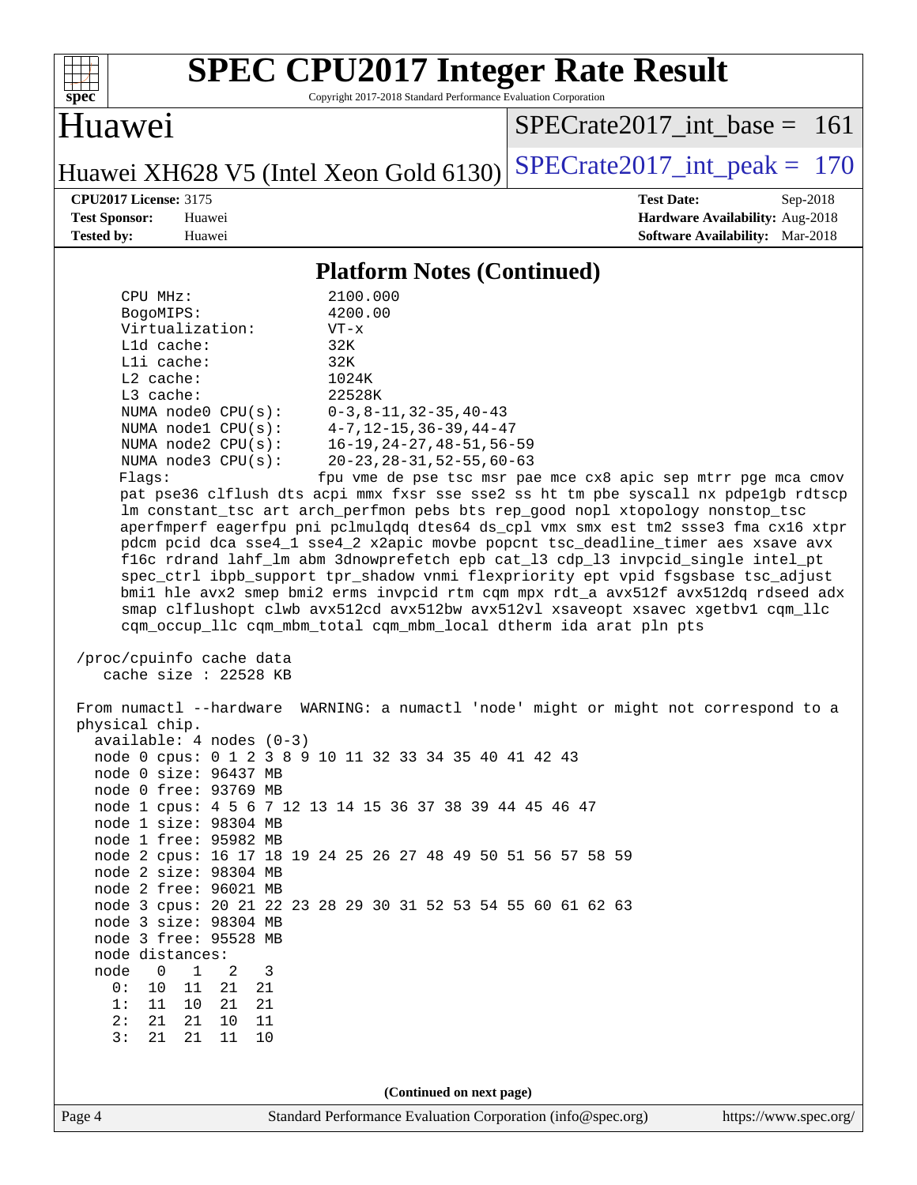# SPEC CPU2017 Integer Rate Result

Copyright 2017-2018 Standard Performance Evaluation Corporation

## Huawei

Huawei XH628 V5 (Intel Xeon Gold 6130)

SPECrate2017_int_base = 161

SPECrate2017_int_peak = 170

**CPU2017 License:** 3175
**Test Sponsor:** Huawei
**Tested by:** Huawei

**Test Date:** Sep-2018
**Hardware Availability:** Aug-2018
**Software Availability:** Mar-2018

### Platform Notes (Continued)

```
    CPU MHz:                 2100.000
    BogoMIPS:                4200.00
    Virtualization:          VT-x
    L1d cache:               32K
    L1i cache:               32K
    L2 cache:                1024K
    L3 cache:                22528K
    NUMA node0 CPU(s):       0-3,8-11,32-35,40-43
    NUMA node1 CPU(s):       4-7,12-15,36-39,44-47
    NUMA node2 CPU(s):       16-19,24-27,48-51,56-59
    NUMA node3 CPU(s):       20-23,28-31,52-55,60-63
    Flags:                   fpu vme de pse tsc msr pae mce cx8 apic sep mtrr pge mca cmov
    pat pse36 clflush dts acpi mmx fxsr sse sse2 ss ht tm pbe syscall nx pdpe1gb rdtscp
    lm constant_tsc art arch_perfmon pebs bts rep_good nopl xtopology nonstop_tsc
    aperfmperf eagerfpu pni pclmulqdq dtes64 ds_cpl vmx smx est tm2 ssse3 fma cx16 xtpr
    pdcm pcid dca sse4_1 sse4_2 x2apic movbe popcnt tsc_deadline_timer aes xsave avx
    f16c rdrand lahf_lm abm 3dnowprefetch epb cat_l3 cdp_l3 invpcid_single intel_pt
    spec_ctrl ibpb_support tpr_shadow vnmi flexpriority ept vpid fsgsbase tsc_adjust
    bmi1 hle avx2 smep bmi2 erms invpcid rtm cqm mpx rdt_a avx512f avx512dq rdseed adx
    smap clflushopt clwb avx512cd avx512bw avx512vl xsaveopt xsavec xgetbv1 cqm_llc
    cqm_occup_llc cqm_mbm_total cqm_mbm_local dtherm ida arat pln pts

 /proc/cpuinfo cache data
    cache size : 22528 KB

 From numactl --hardware  WARNING: a numactl 'node' might or might not correspond to a
 physical chip.
   available: 4 nodes (0-3)
   node 0 cpus: 0 1 2 3 8 9 10 11 32 33 34 35 40 41 42 43
   node 0 size: 96437 MB
   node 0 free: 93769 MB
   node 1 cpus: 4 5 6 7 12 13 14 15 36 37 38 39 44 45 46 47
   node 1 size: 98304 MB
   node 1 free: 95982 MB
   node 2 cpus: 16 17 18 19 24 25 26 27 48 49 50 51 56 57 58 59
   node 2 size: 98304 MB
   node 2 free: 96021 MB
   node 3 cpus: 20 21 22 23 28 29 30 31 52 53 54 55 60 61 62 63
   node 3 size: 98304 MB
   node 3 free: 95528 MB
   node distances:
   node   0   1   2   3
     0:  10  11  21  21
     1:  11  10  21  21
     2:  21  21  10  11
     3:  21  21  11  10
```

(Continued on next page)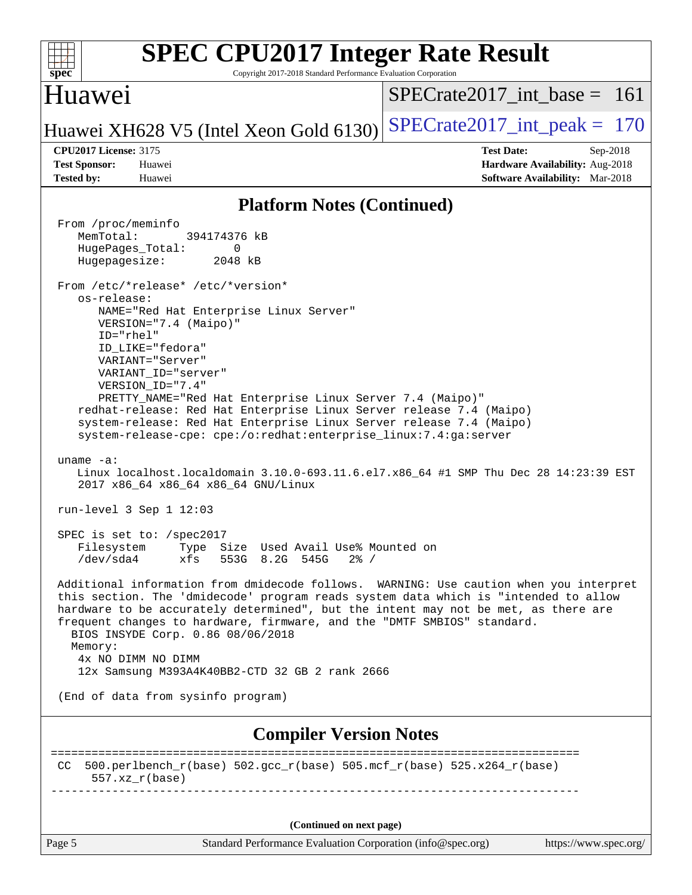## Platform Notes (Continued)

```
From /proc/meminfo
   MemTotal:       394174376 kB
   HugePages_Total:       0
   Hugepagesize:       2048 kB

From /etc/*release* /etc/*version*
   os-release:
      NAME="Red Hat Enterprise Linux Server"
      VERSION="7.4 (Maipo)"
      ID="rhel"
      ID_LIKE="fedora"
      VARIANT="Server"
      VARIANT_ID="server"
      VERSION_ID="7.4"
      PRETTY_NAME="Red Hat Enterprise Linux Server 7.4 (Maipo)"
   redhat-release: Red Hat Enterprise Linux Server release 7.4 (Maipo)
   system-release: Red Hat Enterprise Linux Server release 7.4 (Maipo)
   system-release-cpe: cpe:/o:redhat:enterprise_linux:7.4:ga:server

uname -a:
   Linux localhost.localdomain 3.10.0-693.11.6.el7.x86_64 #1 SMP Thu Dec 28 14:23:39 EST
   2017 x86_64 x86_64 x86_64 GNU/Linux

run-level 3 Sep 1 12:03

SPEC is set to: /spec2017
   Filesystem     Type  Size  Used Avail Use% Mounted on
   /dev/sda4      xfs   553G  8.2G  545G   2% /

Additional information from dmidecode follows.  WARNING: Use caution when you interpret
this section. The 'dmidecode' program reads system data which is "intended to allow
hardware to be accurately determined", but the intent may not be met, as there are
frequent changes to hardware, firmware, and the "DMTF SMBIOS" standard.
  BIOS INSYDE Corp. 0.86 08/06/2018
  Memory:
   4x NO DIMM NO DIMM
   12x Samsung M393A4K40BB2-CTD 32 GB 2 rank 2666

(End of data from sysinfo program)
```

## Compiler Version Notes

```
==============================================================================
CC  500.perlbench_r(base) 502.gcc_r(base) 505.mcf_r(base) 525.x264_r(base)
      557.xz_r(base)
------------------------------------------------------------------------------
```

(Continued on next page)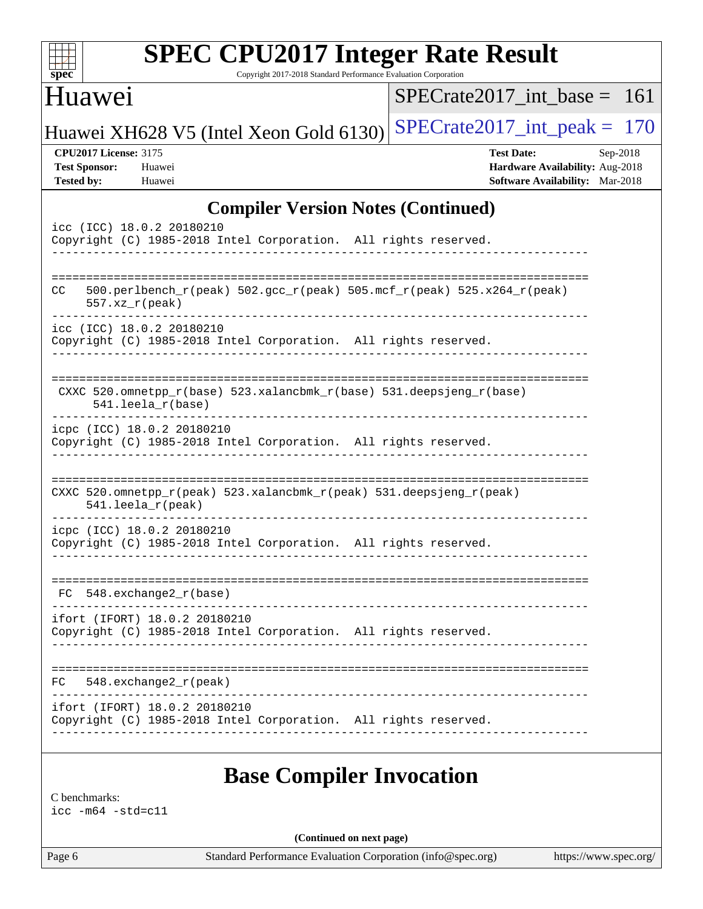## Compiler Version Notes (Continued)

```
icc (ICC) 18.0.2 20180210
Copyright (C) 1985-2018 Intel Corporation.  All rights reserved.
------------------------------------------------------------------------------

==============================================================================
CC  500.perlbench_r(peak) 502.gcc_r(peak) 505.mcf_r(peak) 525.x264_r(peak)
    557.xz_r(peak)
------------------------------------------------------------------------------
icc (ICC) 18.0.2 20180210
Copyright (C) 1985-2018 Intel Corporation.  All rights reserved.
------------------------------------------------------------------------------

==============================================================================
 CXXC 520.omnetpp_r(base) 523.xalancbmk_r(base) 531.deepsjeng_r(base)
      541.leela_r(base)
------------------------------------------------------------------------------
icpc (ICC) 18.0.2 20180210
Copyright (C) 1985-2018 Intel Corporation.  All rights reserved.
------------------------------------------------------------------------------

==============================================================================
CXXC 520.omnetpp_r(peak) 523.xalancbmk_r(peak) 531.deepsjeng_r(peak)
     541.leela_r(peak)
------------------------------------------------------------------------------
icpc (ICC) 18.0.2 20180210
Copyright (C) 1985-2018 Intel Corporation.  All rights reserved.
------------------------------------------------------------------------------

==============================================================================
 FC  548.exchange2_r(base)
------------------------------------------------------------------------------
ifort (IFORT) 18.0.2 20180210
Copyright (C) 1985-2018 Intel Corporation.  All rights reserved.
------------------------------------------------------------------------------

==============================================================================
FC   548.exchange2_r(peak)
------------------------------------------------------------------------------
ifort (IFORT) 18.0.2 20180210
Copyright (C) 1985-2018 Intel Corporation.  All rights reserved.
------------------------------------------------------------------------------
```

## Base Compiler Invocation

C benchmarks:
icc -m64 -std=c11

**(Continued on next page)**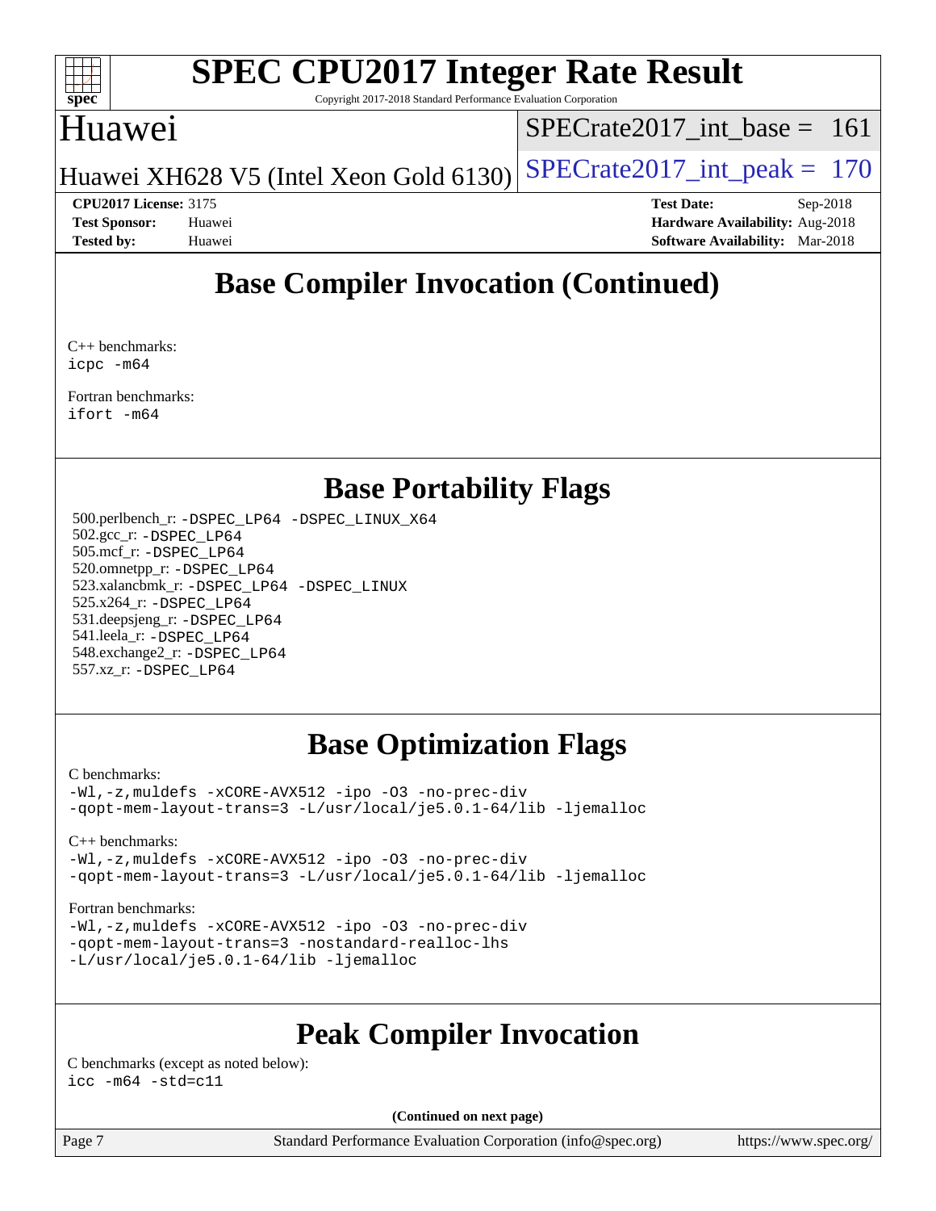## Base Compiler Invocation (Continued)

C++ benchmarks:
icpc -m64

Fortran benchmarks:
ifort -m64

## Base Portability Flags

500.perlbench_r: -DSPEC_LP64 -DSPEC_LINUX_X64
502.gcc_r: -DSPEC_LP64
505.mcf_r: -DSPEC_LP64
520.omnetpp_r: -DSPEC_LP64
523.xalancbmk_r: -DSPEC_LP64 -DSPEC_LINUX
525.x264_r: -DSPEC_LP64
531.deepsjeng_r: -DSPEC_LP64
541.leela_r: -DSPEC_LP64
548.exchange2_r: -DSPEC_LP64
557.xz_r: -DSPEC_LP64

## Base Optimization Flags

C benchmarks:
-Wl,-z,muldefs -xCORE-AVX512 -ipo -O3 -no-prec-div
-qopt-mem-layout-trans=3 -L/usr/local/je5.0.1-64/lib -ljemalloc

C++ benchmarks:
-Wl,-z,muldefs -xCORE-AVX512 -ipo -O3 -no-prec-div
-qopt-mem-layout-trans=3 -L/usr/local/je5.0.1-64/lib -ljemalloc

Fortran benchmarks:
-Wl,-z,muldefs -xCORE-AVX512 -ipo -O3 -no-prec-div
-qopt-mem-layout-trans=3 -nostandard-realloc-lhs
-L/usr/local/je5.0.1-64/lib -ljemalloc

## Peak Compiler Invocation

C benchmarks (except as noted below):
icc -m64 -std=c11

**(Continued on next page)**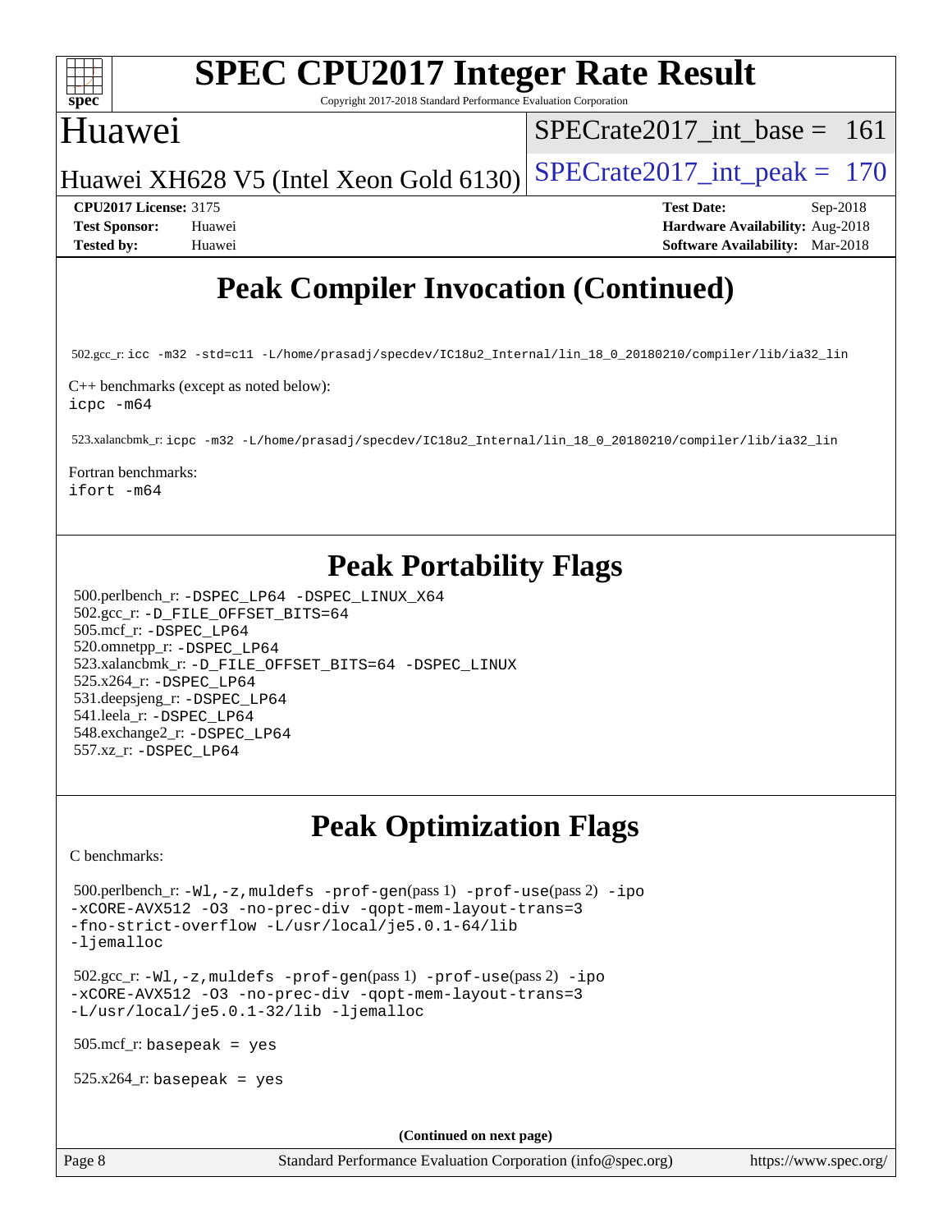# SPEC CPU2017 Integer Rate Result

Copyright 2017-2018 Standard Performance Evaluation Corporation

## Huawei

Huawei XH628 V5 (Intel Xeon Gold 6130)

SPECrate2017_int_base = 161

SPECrate2017_int_peak = 170

**CPU2017 License:** 3175
**Test Sponsor:** Huawei
**Tested by:** Huawei

**Test Date:** Sep-2018
**Hardware Availability:** Aug-2018
**Software Availability:** Mar-2018

## Peak Compiler Invocation (Continued)

502.gcc_r: `icc -m32 -std=c11 -L/home/prasadj/specdev/IC18u2_Internal/lin_18_0_20180210/compiler/lib/ia32_lin`

C++ benchmarks (except as noted below):
`icpc -m64`

523.xalancbmk_r: `icpc -m32 -L/home/prasadj/specdev/IC18u2_Internal/lin_18_0_20180210/compiler/lib/ia32_lin`

Fortran benchmarks:
`ifort -m64`

## Peak Portability Flags

500.perlbench_r: `-DSPEC_LP64 -DSPEC_LINUX_X64`
502.gcc_r: `-D_FILE_OFFSET_BITS=64`
505.mcf_r: `-DSPEC_LP64`
520.omnetpp_r: `-DSPEC_LP64`
523.xalancbmk_r: `-D_FILE_OFFSET_BITS=64 -DSPEC_LINUX`
525.x264_r: `-DSPEC_LP64`
531.deepsjeng_r: `-DSPEC_LP64`
541.leela_r: `-DSPEC_LP64`
548.exchange2_r: `-DSPEC_LP64`
557.xz_r: `-DSPEC_LP64`

## Peak Optimization Flags

C benchmarks:

500.perlbench_r: `-Wl,-z,muldefs -prof-gen`(pass 1) `-prof-use`(pass 2) `-ipo -xCORE-AVX512 -O3 -no-prec-div -qopt-mem-layout-trans=3 -fno-strict-overflow -L/usr/local/je5.0.1-64/lib -ljemalloc`

502.gcc_r: `-Wl,-z,muldefs -prof-gen`(pass 1) `-prof-use`(pass 2) `-ipo -xCORE-AVX512 -O3 -no-prec-div -qopt-mem-layout-trans=3 -L/usr/local/je5.0.1-32/lib -ljemalloc`

505.mcf_r: `basepeak = yes`

525.x264_r: `basepeak = yes`

**(Continued on next page)**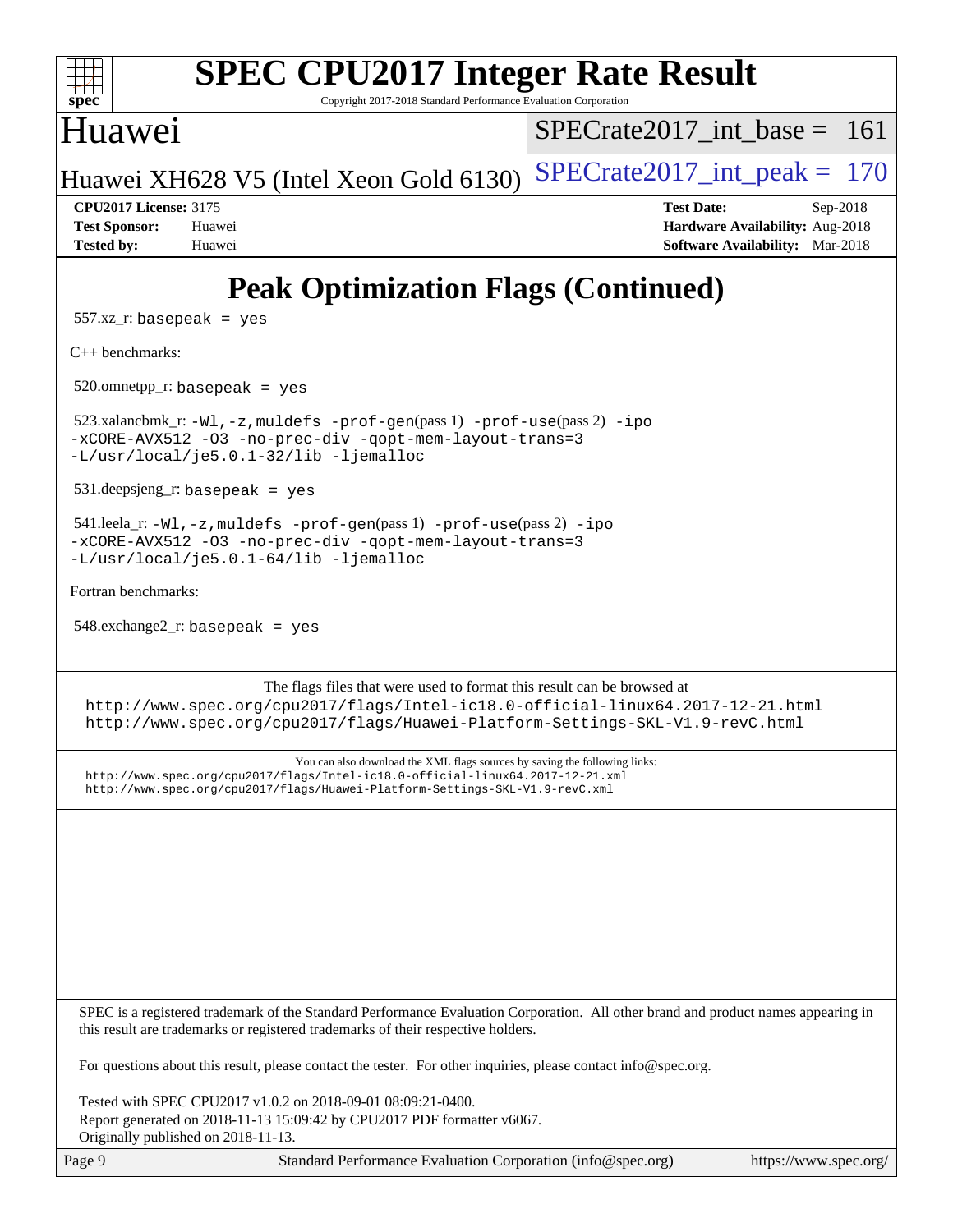# Peak Optimization Flags (Continued)

557.xz_r: `basepeak = yes`

C++ benchmarks:

520.omnetpp_r: `basepeak = yes`

523.xalancbmk_r: `-Wl,-z,muldefs -prof-gen`(pass 1) `-prof-use`(pass 2) `-ipo -xCORE-AVX512 -O3 -no-prec-div -qopt-mem-layout-trans=3 -L/usr/local/je5.0.1-32/lib -ljemalloc`

531.deepsjeng_r: `basepeak = yes`

541.leela_r: `-Wl,-z,muldefs -prof-gen`(pass 1) `-prof-use`(pass 2) `-ipo -xCORE-AVX512 -O3 -no-prec-div -qopt-mem-layout-trans=3 -L/usr/local/je5.0.1-64/lib -ljemalloc`

Fortran benchmarks:

548.exchange2_r: `basepeak = yes`

The flags files that were used to format this result can be browsed at
http://www.spec.org/cpu2017/flags/Intel-ic18.0-official-linux64.2017-12-21.html
http://www.spec.org/cpu2017/flags/Huawei-Platform-Settings-SKL-V1.9-revC.html

You can also download the XML flags sources by saving the following links:
http://www.spec.org/cpu2017/flags/Intel-ic18.0-official-linux64.2017-12-21.xml
http://www.spec.org/cpu2017/flags/Huawei-Platform-Settings-SKL-V1.9-revC.xml

SPEC is a registered trademark of the Standard Performance Evaluation Corporation. All other brand and product names appearing in this result are trademarks or registered trademarks of their respective holders.

For questions about this result, please contact the tester. For other inquiries, please contact info@spec.org.

Tested with SPEC CPU2017 v1.0.2 on 2018-09-01 08:09:21-0400.
Report generated on 2018-11-13 15:09:42 by CPU2017 PDF formatter v6067.
Originally published on 2018-11-13.